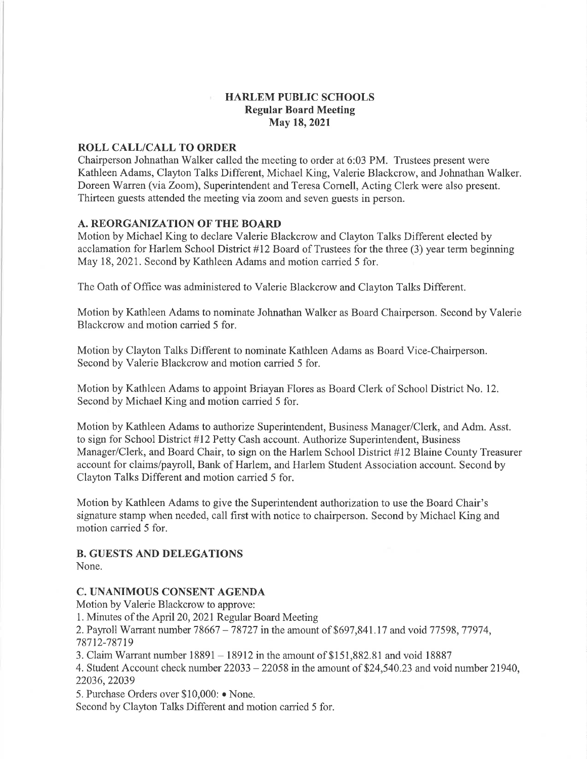# HARLEM PUBLIC SCHOOLS
## Regular Board Meeting
## May 18, 2021

### ROLL CALL/CALL TO ORDER

Chairperson Johnathan Walker called the meeting to order at 6:03 PM. Trustees present were Kathleen Adams, Clayton Talks Different, Michael King, Valerie Blackcrow, and Johnathan Walker. Doreen Warren (via Zoom), Superintendent and Teresa Cornell, Acting Clerk were also present. Thirteen guests attended the meeting via zoom and seven guests in person.

### A. REORGANIZATION OF THE BOARD

Motion by Michael King to declare Valerie Blackcrow and Clayton Talks Different elected by acclamation for Harlem School District #12 Board of Trustees for the three (3) year term beginning May 18, 2021. Second by Kathleen Adams and motion carried 5 for.

The Oath of Office was administered to Valerie Blackcrow and Clayton Talks Different.

Motion by Kathleen Adams to nominate Johnathan Walker as Board Chairperson. Second by Valerie Blackcrow and motion carried 5 for.

Motion by Clayton Talks Different to nominate Kathleen Adams as Board Vice-Chairperson. Second by Valerie Blackcrow and motion carried 5 for.

Motion by Kathleen Adams to appoint Briayan Flores as Board Clerk of School District No. 12. Second by Michael King and motion carried 5 for.

Motion by Kathleen Adams to authorize Superintendent, Business Manager/Clerk, and Adm. Asst. to sign for School District #12 Petty Cash account. Authorize Superintendent, Business Manager/Clerk, and Board Chair, to sign on the Harlem School District #12 Blaine County Treasurer account for claims/payroll, Bank of Harlem, and Harlem Student Association account. Second by Clayton Talks Different and motion carried 5 for.

Motion by Kathleen Adams to give the Superintendent authorization to use the Board Chair's signature stamp when needed, call first with notice to chairperson. Second by Michael King and motion carried 5 for.

### B. GUESTS AND DELEGATIONS

None.

### C. UNANIMOUS CONSENT AGENDA

Motion by Valerie Blackcrow to approve:

1. Minutes of the April 20, 2021 Regular Board Meeting
2. Payroll Warrant number 78667 – 78727 in the amount of $697,841.17 and void 77598, 77974, 78712-78719
3. Claim Warrant number 18891 – 18912 in the amount of $151,882.81 and void 18887
4. Student Account check number 22033 – 22058 in the amount of $24,540.23 and void number 21940, 22036, 22039
5. Purchase Orders over $10,000: • None.

Second by Clayton Talks Different and motion carried 5 for.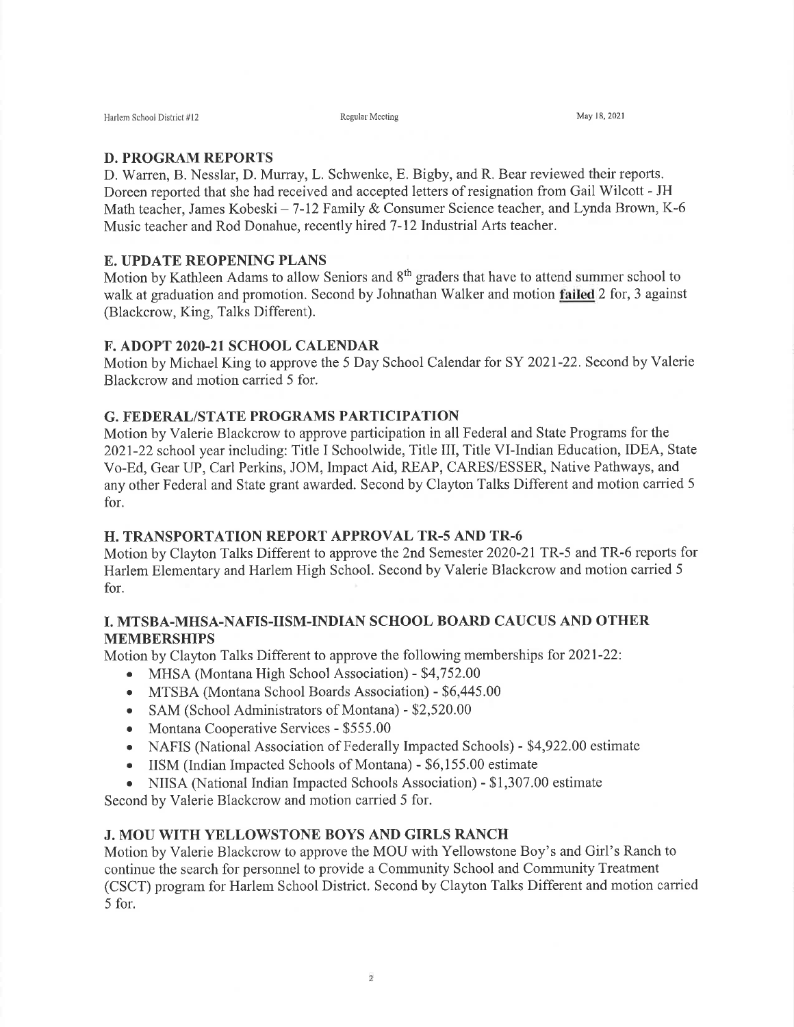## D. PROGRAM REPORTS

D. Warren, B. Nesslar, D. Murray, L. Schwenke, E. Bigby, and R. Bear reviewed their reports. Doreen reported that she had received and accepted letters of resignation from Gail Wilcott - JH Math teacher, James Kobeski – 7-12 Family & Consumer Science teacher, and Lynda Brown, K-6 Music teacher and Rod Donahue, recently hired 7-12 Industrial Arts teacher.

## E. UPDATE REOPENING PLANS

Motion by Kathleen Adams to allow Seniors and 8th graders that have to attend summer school to walk at graduation and promotion. Second by Johnathan Walker and motion **failed** 2 for, 3 against (Blackcrow, King, Talks Different).

## F. ADOPT 2020-21 SCHOOL CALENDAR

Motion by Michael King to approve the 5 Day School Calendar for SY 2021-22. Second by Valerie Blackcrow and motion carried 5 for.

## G. FEDERAL/STATE PROGRAMS PARTICIPATION

Motion by Valerie Blackcrow to approve participation in all Federal and State Programs for the 2021-22 school year including: Title I Schoolwide, Title III, Title VI-Indian Education, IDEA, State Vo-Ed, Gear UP, Carl Perkins, JOM, Impact Aid, REAP, CARES/ESSER, Native Pathways, and any other Federal and State grant awarded. Second by Clayton Talks Different and motion carried 5 for.

## H. TRANSPORTATION REPORT APPROVAL TR-5 AND TR-6

Motion by Clayton Talks Different to approve the 2nd Semester 2020-21 TR-5 and TR-6 reports for Harlem Elementary and Harlem High School. Second by Valerie Blackcrow and motion carried 5 for.

## I. MTSBA-MHSA-NAFIS-IISM-INDIAN SCHOOL BOARD CAUCUS AND OTHER MEMBERSHIPS

Motion by Clayton Talks Different to approve the following memberships for 2021-22:

- MHSA (Montana High School Association) - $4,752.00
- MTSBA (Montana School Boards Association) - $6,445.00
- SAM (School Administrators of Montana) - $2,520.00
- Montana Cooperative Services - $555.00
- NAFIS (National Association of Federally Impacted Schools) - $4,922.00 estimate
- IISM (Indian Impacted Schools of Montana) - $6,155.00 estimate
- NIISA (National Indian Impacted Schools Association) - $1,307.00 estimate

Second by Valerie Blackcrow and motion carried 5 for.

## J. MOU WITH YELLOWSTONE BOYS AND GIRLS RANCH

Motion by Valerie Blackcrow to approve the MOU with Yellowstone Boy's and Girl's Ranch to continue the search for personnel to provide a Community School and Community Treatment (CSCT) program for Harlem School District. Second by Clayton Talks Different and motion carried 5 for.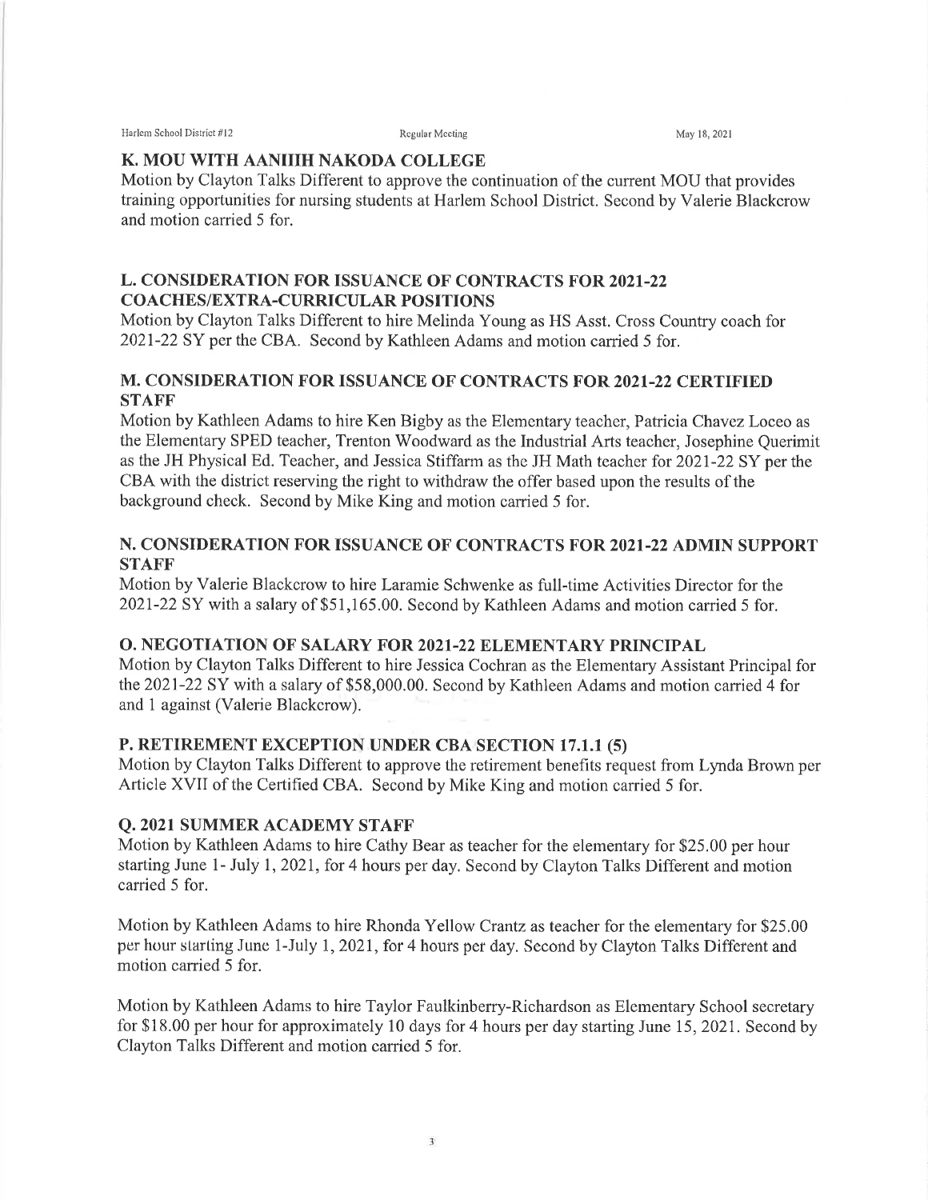## K. MOU WITH AANIIIH NAKODA COLLEGE

Motion by Clayton Talks Different to approve the continuation of the current MOU that provides training opportunities for nursing students at Harlem School District. Second by Valerie Blackcrow and motion carried 5 for.

## L. CONSIDERATION FOR ISSUANCE OF CONTRACTS FOR 2021-22 COACHES/EXTRA-CURRICULAR POSITIONS

Motion by Clayton Talks Different to hire Melinda Young as HS Asst. Cross Country coach for 2021-22 SY per the CBA. Second by Kathleen Adams and motion carried 5 for.

## M. CONSIDERATION FOR ISSUANCE OF CONTRACTS FOR 2021-22 CERTIFIED STAFF

Motion by Kathleen Adams to hire Ken Bigby as the Elementary teacher, Patricia Chavez Loceo as the Elementary SPED teacher, Trenton Woodward as the Industrial Arts teacher, Josephine Querimit as the JH Physical Ed. Teacher, and Jessica Stiffarm as the JH Math teacher for 2021-22 SY per the CBA with the district reserving the right to withdraw the offer based upon the results of the background check. Second by Mike King and motion carried 5 for.

## N. CONSIDERATION FOR ISSUANCE OF CONTRACTS FOR 2021-22 ADMIN SUPPORT STAFF

Motion by Valerie Blackcrow to hire Laramie Schwenke as full-time Activities Director for the 2021-22 SY with a salary of $51,165.00. Second by Kathleen Adams and motion carried 5 for.

## O. NEGOTIATION OF SALARY FOR 2021-22 ELEMENTARY PRINCIPAL

Motion by Clayton Talks Different to hire Jessica Cochran as the Elementary Assistant Principal for the 2021-22 SY with a salary of $58,000.00. Second by Kathleen Adams and motion carried 4 for and 1 against (Valerie Blackcrow).

## P. RETIREMENT EXCEPTION UNDER CBA SECTION 17.1.1 (5)

Motion by Clayton Talks Different to approve the retirement benefits request from Lynda Brown per Article XVII of the Certified CBA. Second by Mike King and motion carried 5 for.

## Q. 2021 SUMMER ACADEMY STAFF

Motion by Kathleen Adams to hire Cathy Bear as teacher for the elementary for $25.00 per hour starting June 1- July 1, 2021, for 4 hours per day. Second by Clayton Talks Different and motion carried 5 for.

Motion by Kathleen Adams to hire Rhonda Yellow Crantz as teacher for the elementary for $25.00 per hour starting June 1-July 1, 2021, for 4 hours per day. Second by Clayton Talks Different and motion carried 5 for.

Motion by Kathleen Adams to hire Taylor Faulkinberry-Richardson as Elementary School secretary for $18.00 per hour for approximately 10 days for 4 hours per day starting June 15, 2021. Second by Clayton Talks Different and motion carried 5 for.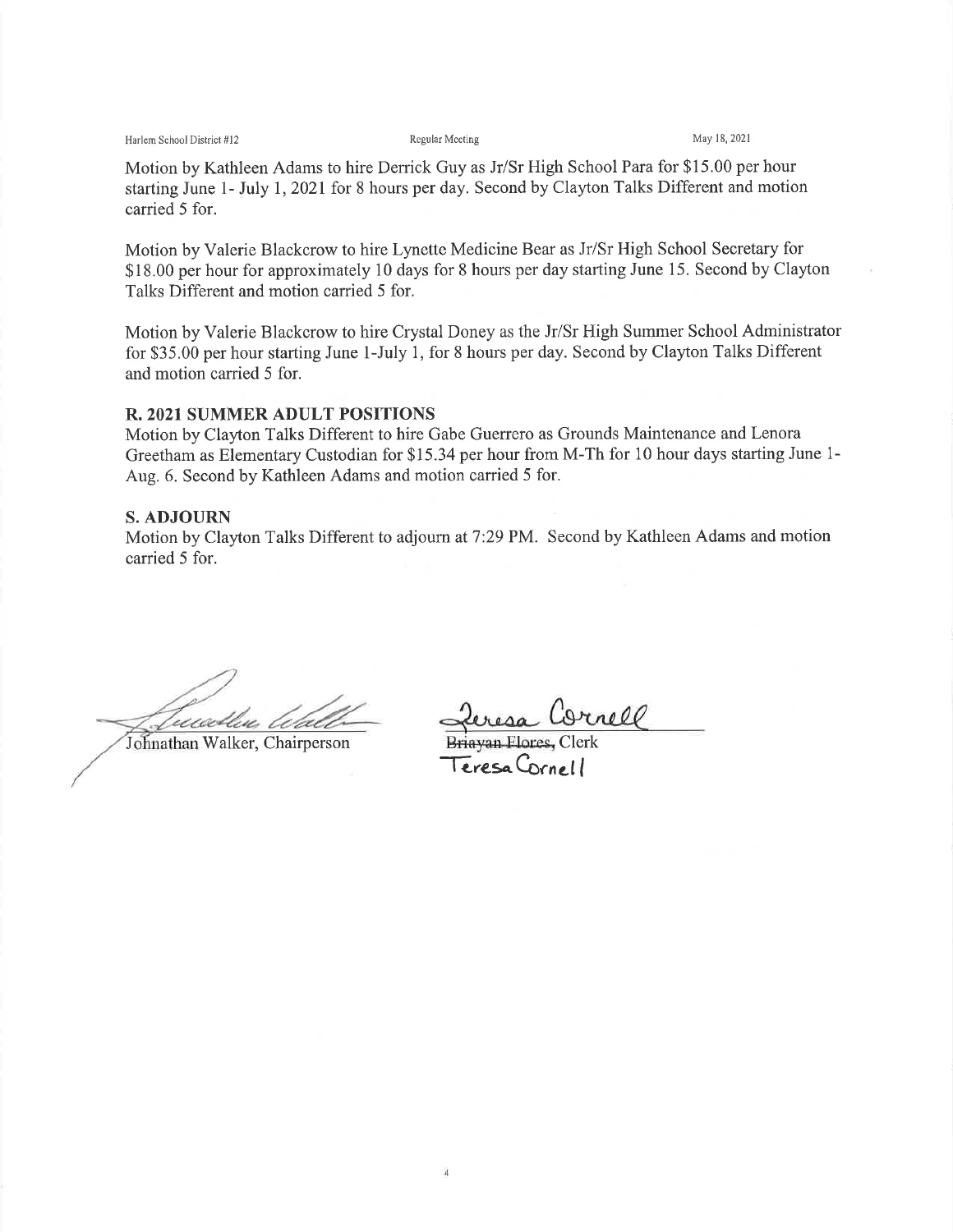Motion by Kathleen Adams to hire Derrick Guy as Jr/Sr High School Para for $15.00 per hour starting June 1- July 1, 2021 for 8 hours per day. Second by Clayton Talks Different and motion carried 5 for.

Motion by Valerie Blackcrow to hire Lynette Medicine Bear as Jr/Sr High School Secretary for $18.00 per hour for approximately 10 days for 8 hours per day starting June 15. Second by Clayton Talks Different and motion carried 5 for.

Motion by Valerie Blackcrow to hire Crystal Doney as the Jr/Sr High Summer School Administrator for $35.00 per hour starting June 1-July 1, for 8 hours per day. Second by Clayton Talks Different and motion carried 5 for.

**R. 2021 SUMMER ADULT POSITIONS**

Motion by Clayton Talks Different to hire Gabe Guerrero as Grounds Maintenance and Lenora Greetham as Elementary Custodian for $15.34 per hour from M-Th for 10 hour days starting June 1- Aug. 6. Second by Kathleen Adams and motion carried 5 for.

**S. ADJOURN**

Motion by Clayton Talks Different to adjourn at 7:29 PM. Second by Kathleen Adams and motion carried 5 for.

Johnathan Walker, Chairperson

~~Briayan Flores~~, Clerk
Teresa Cornell